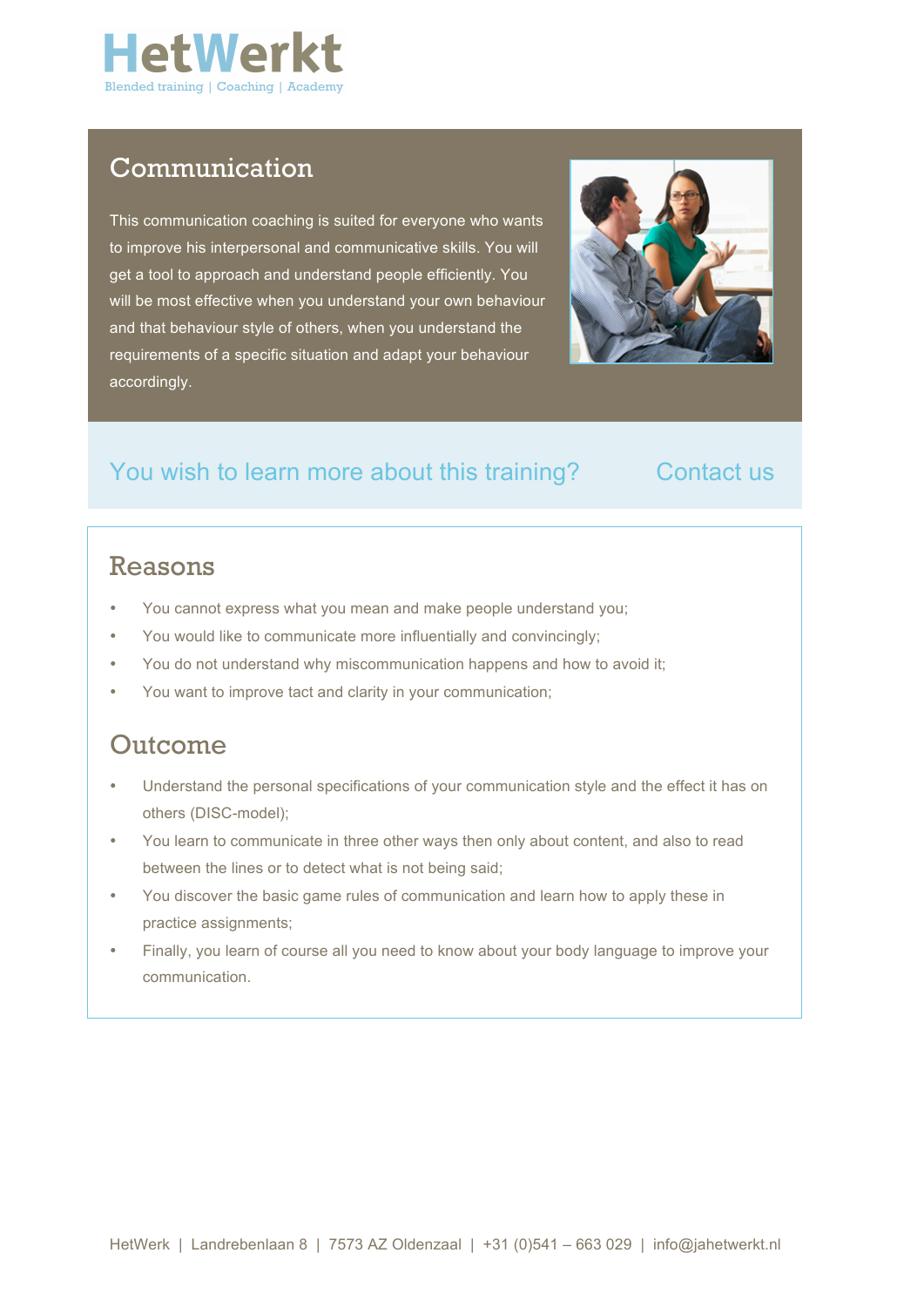HetWerkt

Blended training | Coaching | Academy

# Communication

This communication coaching is suited for everyone who wants to improve his interpersonal and communicative skills. You will get a tool to approach and understand people efficiently. You will be most effective when you understand your own behaviour and that behaviour style of others, when you understand the requirements of a specific situation and adapt your behaviour accordingly.

You wish to learn more about this training? Contact us

## Reasons

- You cannot express what you mean and make people understand you;
- You would like to communicate more influentially and convincingly;
- You do not understand why miscommunication happens and how to avoid it;
- You want to improve tact and clarity in your communication;

## Outcome

- Understand the personal specifications of your communication style and the effect it has on others (DISC-model);
- You learn to communicate in three other ways then only about content, and also to read between the lines or to detect what is not being said;
- You discover the basic game rules of communication and learn how to apply these in practice assignments;
- Finally, you learn of course all you need to know about your body language to improve your communication.

HetWerk | Landrebenlaan 8 | 7573 AZ Oldenzaal | +31 (0)541 – 663 029 | info@jahetwerkt.nl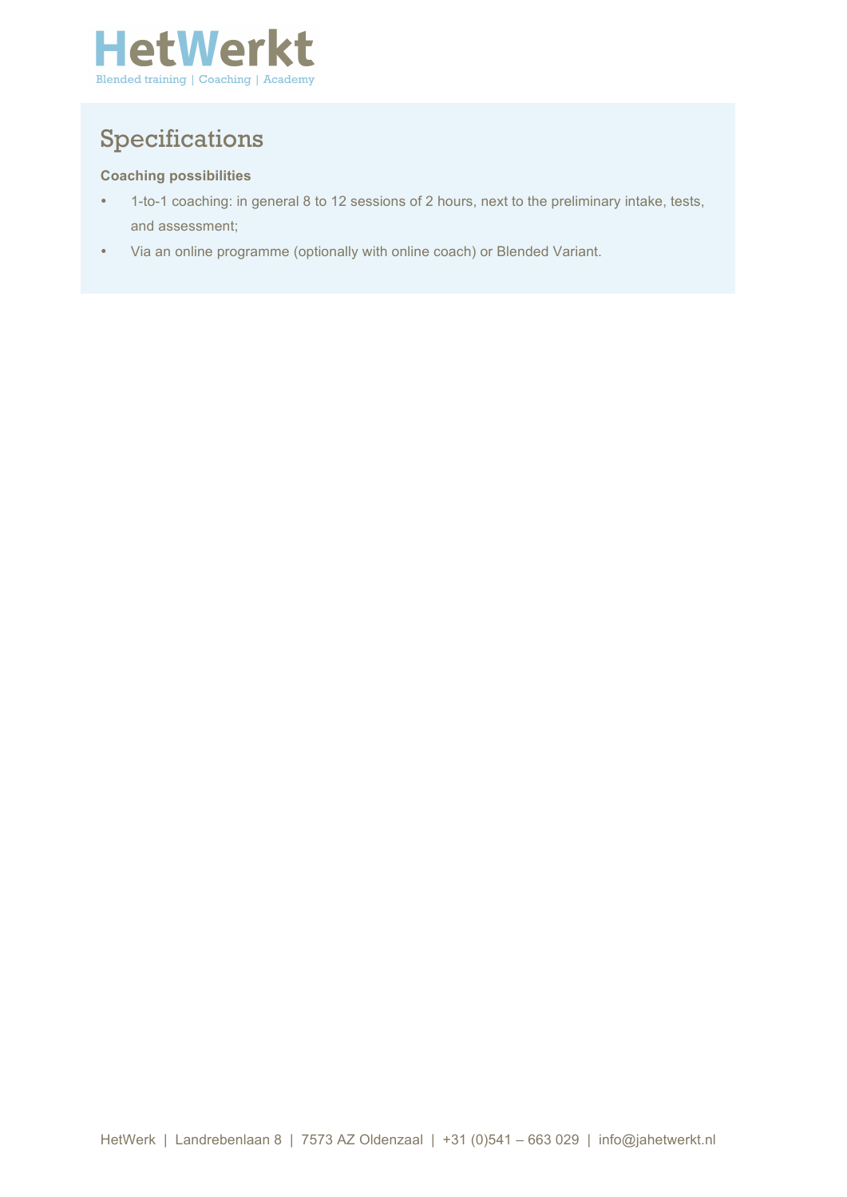## Specifications

**Coaching possibilities**

- 1-to-1 coaching: in general 8 to 12 sessions of 2 hours, next to the preliminary intake, tests, and assessment;
- Via an online programme (optionally with online coach) or Blended Variant.